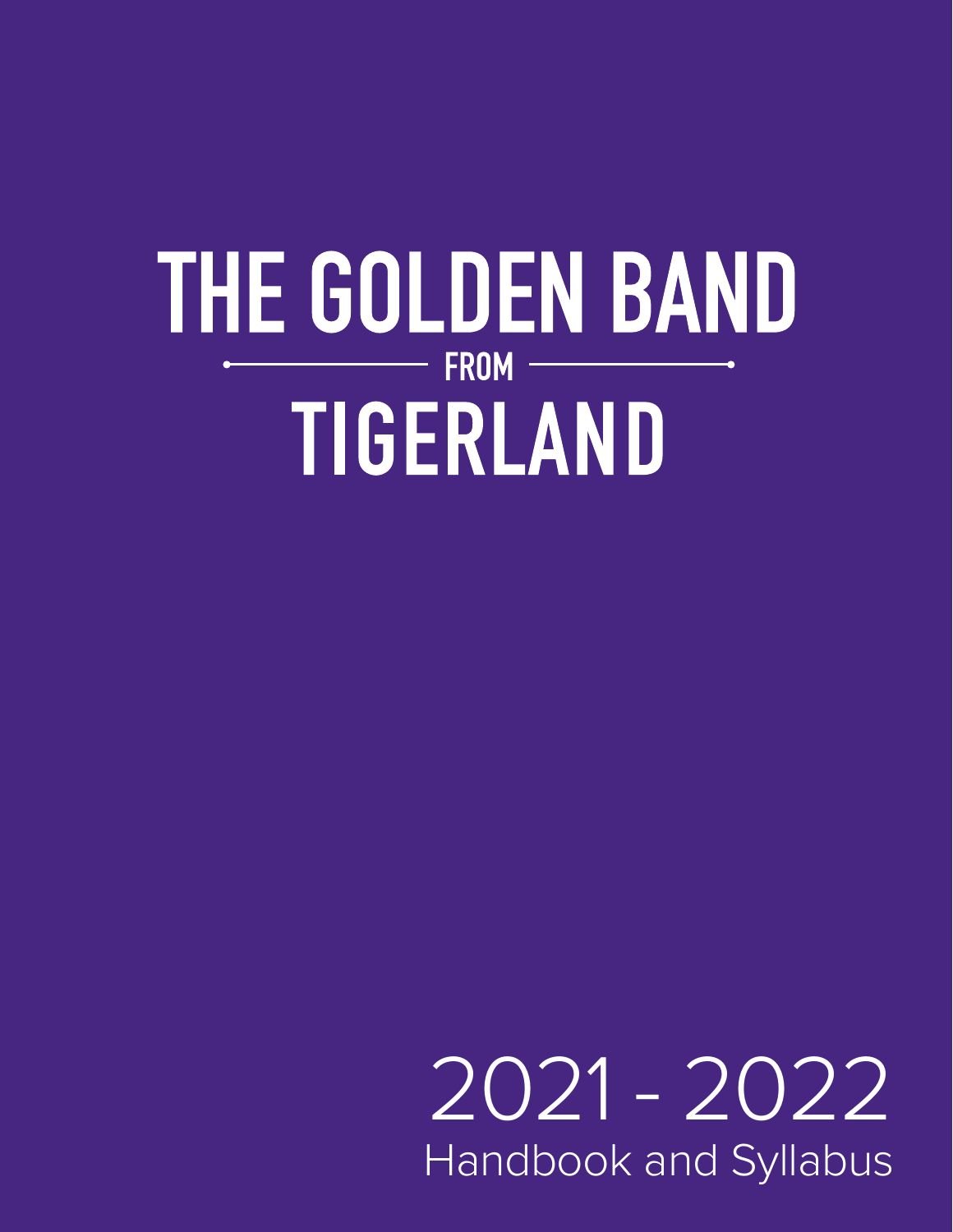# THE GOLDEN BAND

FROM

# TIGERLAND

2021 - 2022

Handbook and Syllabus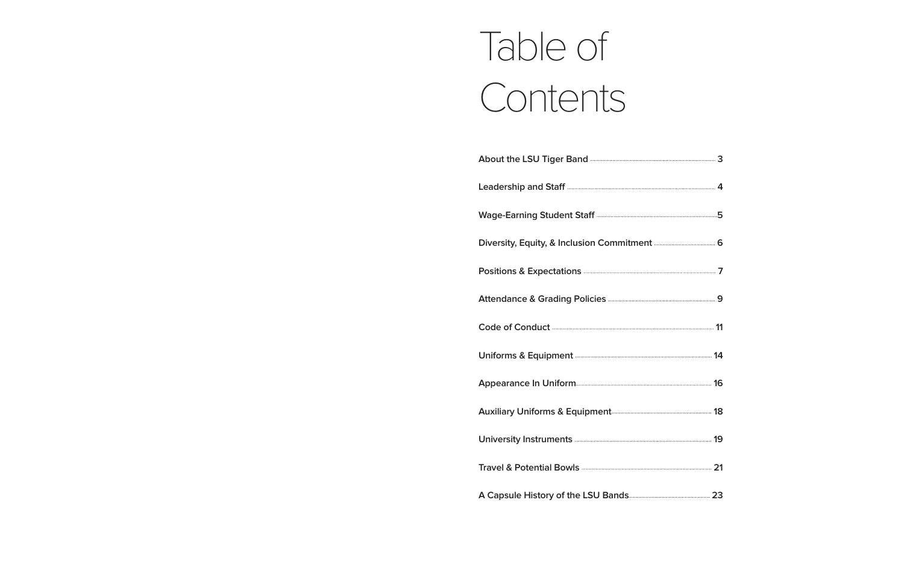# Table of Contents

| | |
|---|---|
| About the LSU Tiger Band | 3 |
| Leadership and Staff | 4 |
| Wage-Earning Student Staff | 5 |
| Diversity, Equity, & Inclusion Commitment | 6 |
| Positions & Expectations | 7 |
| Attendance & Grading Policies | 9 |
| Code of Conduct | 11 |
| Uniforms & Equipment | 14 |
| Appearance In Uniform | 16 |
| Auxiliary Uniforms & Equipment | 18 |
| University Instruments | 19 |
| Travel & Potential Bowls | 21 |
| A Capsule History of the LSU Bands | 23 |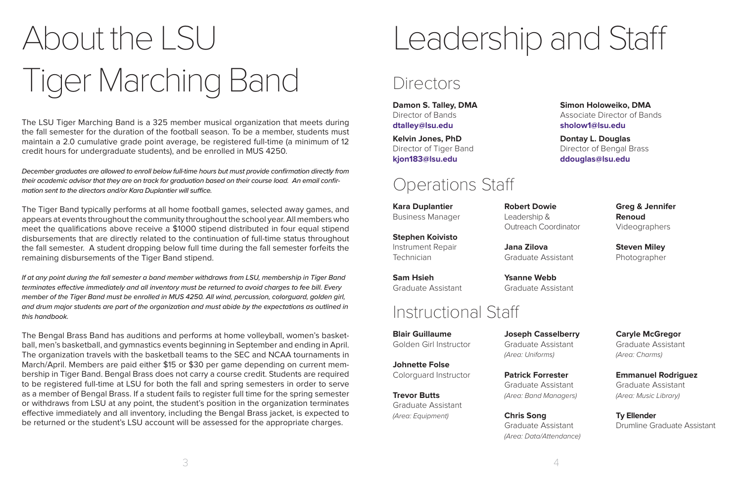# About the LSU Tiger Marching Band

The LSU Tiger Marching Band is a 325 member musical organization that meets during the fall semester for the duration of the football season. To be a member, students must maintain a 2.0 cumulative grade point average, be registered full-time (a minimum of 12 credit hours for undergraduate students), and be enrolled in MUS 4250.

*December graduates are allowed to enroll below full-time hours but must provide confirmation directly from their academic advisor that they are on track for graduation based on their course load. An email confirmation sent to the directors and/or Kara Duplantier will suffice.*

The Tiger Band typically performs at all home football games, selected away games, and appears at events throughout the community throughout the school year. All members who meet the qualifications above receive a $1000 stipend distributed in four equal stipend disbursements that are directly related to the continuation of full-time status throughout the fall semester. A student dropping below full time during the fall semester forfeits the remaining disbursements of the Tiger Band stipend.

*If at any point during the fall semester a band member withdraws from LSU, membership in Tiger Band terminates effective immediately and all inventory must be returned to avoid charges to fee bill. Every member of the Tiger Band must be enrolled in MUS 4250. All wind, percussion, colorguard, golden girl, and drum major students are part of the organization and must abide by the expectations as outlined in this handbook.*

The Bengal Brass Band has auditions and performs at home volleyball, women's basketball, men's basketball, and gymnastics events beginning in September and ending in April. The organization travels with the basketball teams to the SEC and NCAA tournaments in March/April. Members are paid either $15 or $30 per game depending on current membership in Tiger Band. Bengal Brass does not carry a course credit. Students are required to be registered full-time at LSU for both the fall and spring semesters in order to serve as a member of Bengal Brass. If a student fails to register full time for the spring semester or withdraws from LSU at any point, the student's position in the organization terminates effective immediately and all inventory, including the Bengal Brass jacket, is expected to be returned or the student's LSU account will be assessed for the appropriate charges.

# Leadership and Staff

## Directors

**Damon S. Talley, DMA**
Director of Bands
**dtalley@lsu.edu**

**Simon Holoweiko, DMA**
Associate Director of Bands
**sholow1@lsu.edu**

**Kelvin Jones, PhD**
Director of Tiger Band
**kjon183@lsu.edu**

**Dontay L. Douglas**
Director of Bengal Brass
**ddouglas@lsu.edu**

## Operations Staff

**Kara Duplantier**
Business Manager

**Stephen Koivisto**
Instrument Repair Technician

**Sam Hsieh**
Graduate Assistant

**Robert Dowie**
Leadership & Outreach Coordinator

**Jana Zilova**
Graduate Assistant

**Ysanne Webb**
Graduate Assistant

**Greg & Jennifer Renoud**
Videographers

**Steven Miley**
Photographer

## Instructional Staff

**Blair Guillaume**
Golden Girl Instructor

**Johnette Folse**
Colorguard Instructor

**Trevor Butts**
Graduate Assistant
*(Area: Equipment)*

**Joseph Casselberry**
Graduate Assistant
*(Area: Uniforms)*

**Patrick Forrester**
Graduate Assistant
*(Area: Band Managers)*

**Chris Song**
Graduate Assistant
*(Area: Data/Attendance)*

**Caryle McGregor**
Graduate Assistant
*(Area: Charms)*

**Emmanuel Rodriguez**
Graduate Assistant
*(Area: Music Library)*

**Ty Ellender**
Drumline Graduate Assistant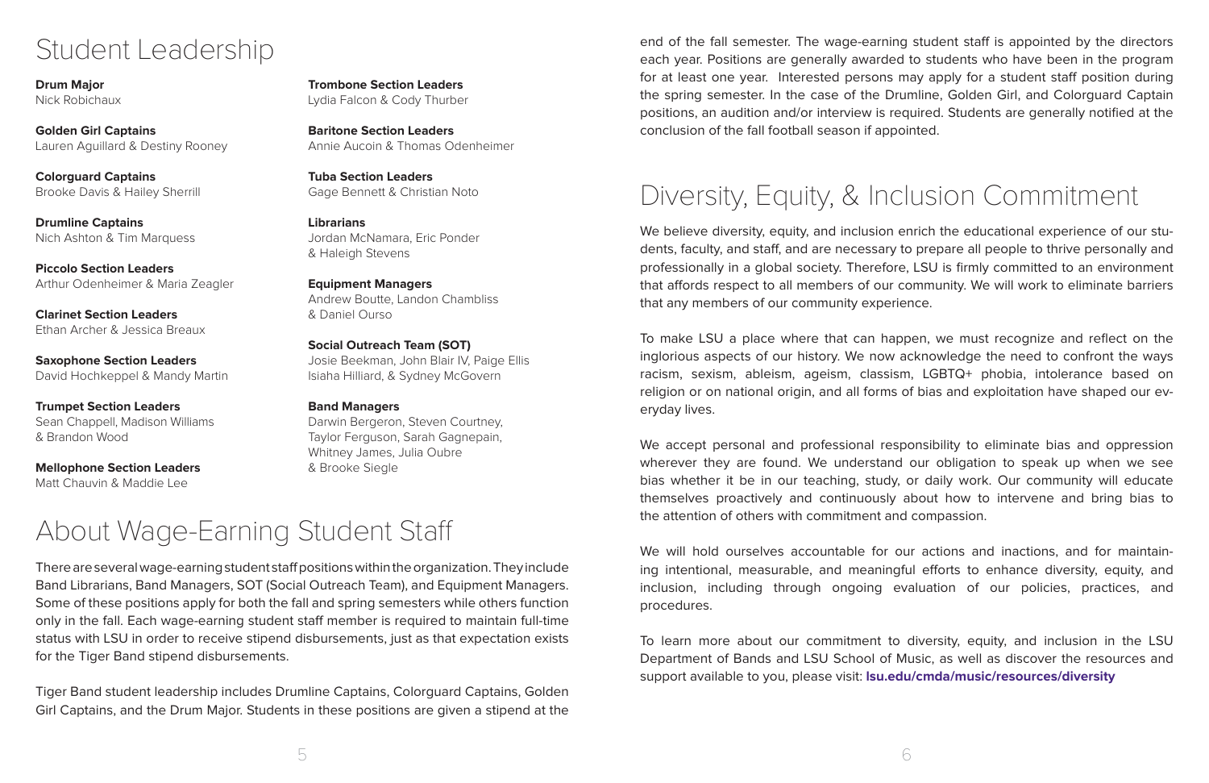# Student Leadership

**Drum Major**
Nick Robichaux

**Golden Girl Captains**
Lauren Aguillard & Destiny Rooney

**Colorguard Captains**
Brooke Davis & Hailey Sherrill

**Drumline Captains**
Nich Ashton & Tim Marquess

**Piccolo Section Leaders**
Arthur Odenheimer & Maria Zeagler

**Clarinet Section Leaders**
Ethan Archer & Jessica Breaux

**Saxophone Section Leaders**
David Hochkeppel & Mandy Martin

**Trumpet Section Leaders**
Sean Chappell, Madison Williams & Brandon Wood

**Mellophone Section Leaders**
Matt Chauvin & Maddie Lee

**Trombone Section Leaders**
Lydia Falcon & Cody Thurber

**Baritone Section Leaders**
Annie Aucoin & Thomas Odenheimer

**Tuba Section Leaders**
Gage Bennett & Christian Noto

**Librarians**
Jordan McNamara, Eric Ponder & Haleigh Stevens

**Equipment Managers**
Andrew Boutte, Landon Chambliss & Daniel Ourso

**Social Outreach Team (SOT)**
Josie Beekman, John Blair IV, Paige Ellis Isiaha Hilliard, & Sydney McGovern

**Band Managers**
Darwin Bergeron, Steven Courtney, Taylor Ferguson, Sarah Gagnepain, Whitney James, Julia Oubre & Brooke Siegle

# About Wage-Earning Student Staff

There are several wage-earning student staff positions within the organization. They include Band Librarians, Band Managers, SOT (Social Outreach Team), and Equipment Managers. Some of these positions apply for both the fall and spring semesters while others function only in the fall. Each wage-earning student staff member is required to maintain full-time status with LSU in order to receive stipend disbursements, just as that expectation exists for the Tiger Band stipend disbursements.

Tiger Band student leadership includes Drumline Captains, Colorguard Captains, Golden Girl Captains, and the Drum Major. Students in these positions are given a stipend at the end of the fall semester. The wage-earning student staff is appointed by the directors each year. Positions are generally awarded to students who have been in the program for at least one year. Interested persons may apply for a student staff position during the spring semester. In the case of the Drumline, Golden Girl, and Colorguard Captain positions, an audition and/or interview is required. Students are generally notified at the conclusion of the fall football season if appointed.

# Diversity, Equity, & Inclusion Commitment

We believe diversity, equity, and inclusion enrich the educational experience of our students, faculty, and staff, and are necessary to prepare all people to thrive personally and professionally in a global society. Therefore, LSU is firmly committed to an environment that affords respect to all members of our community. We will work to eliminate barriers that any members of our community experience.

To make LSU a place where that can happen, we must recognize and reflect on the inglorious aspects of our history. We now acknowledge the need to confront the ways racism, sexism, ableism, ageism, classism, LGBTQ+ phobia, intolerance based on religion or on national origin, and all forms of bias and exploitation have shaped our everyday lives.

We accept personal and professional responsibility to eliminate bias and oppression wherever they are found. We understand our obligation to speak up when we see bias whether it be in our teaching, study, or daily work. Our community will educate themselves proactively and continuously about how to intervene and bring bias to the attention of others with commitment and compassion.

We will hold ourselves accountable for our actions and inactions, and for maintaining intentional, measurable, and meaningful efforts to enhance diversity, equity, and inclusion, including through ongoing evaluation of our policies, practices, and procedures.

To learn more about our commitment to diversity, equity, and inclusion in the LSU Department of Bands and LSU School of Music, as well as discover the resources and support available to you, please visit: **lsu.edu/cmda/music/resources/diversity**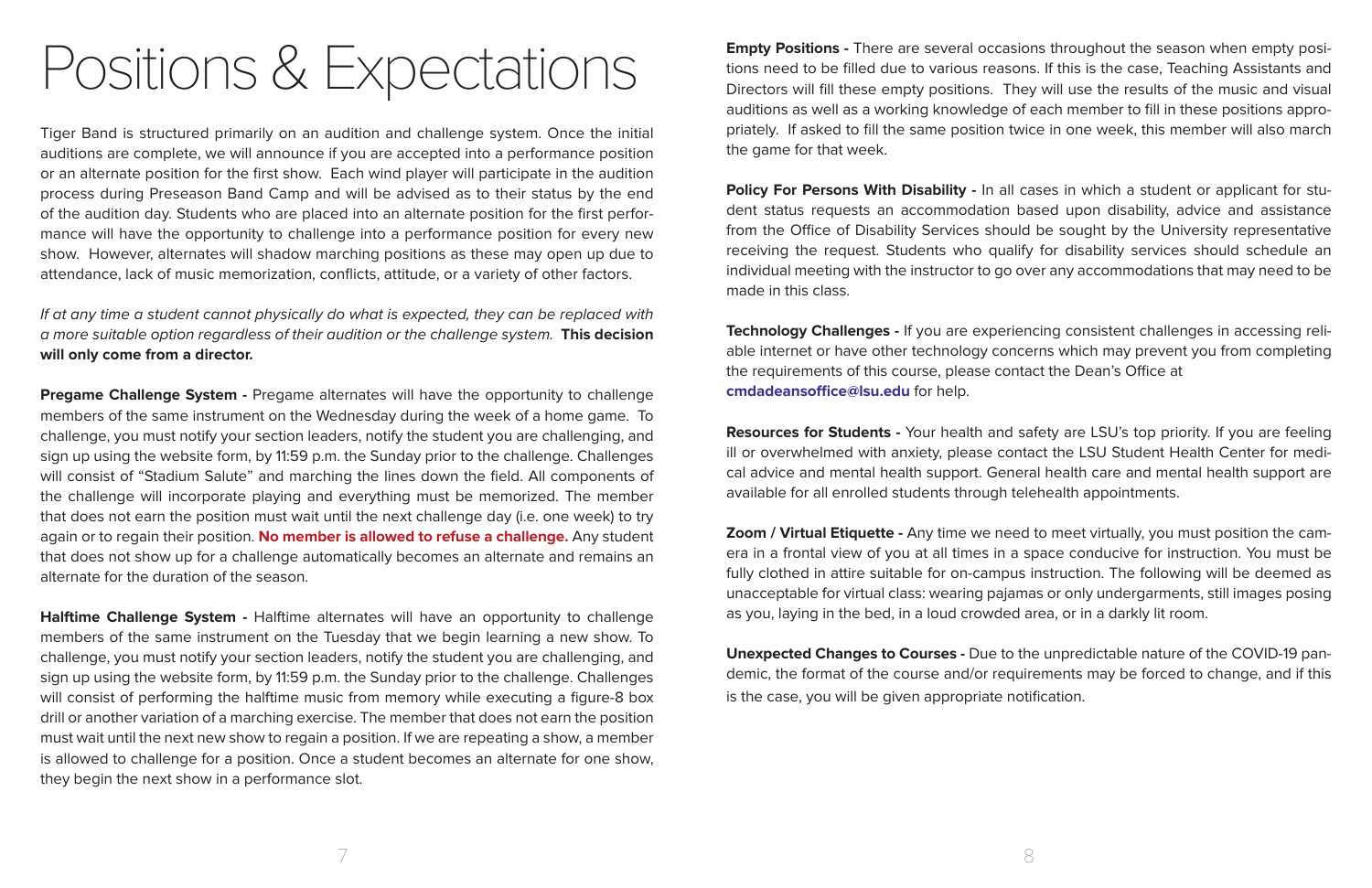# Positions & Expectations

Tiger Band is structured primarily on an audition and challenge system. Once the initial auditions are complete, we will announce if you are accepted into a performance position or an alternate position for the first show. Each wind player will participate in the audition process during Preseason Band Camp and will be advised as to their status by the end of the audition day. Students who are placed into an alternate position for the first performance will have the opportunity to challenge into a performance position for every new show. However, alternates will shadow marching positions as these may open up due to attendance, lack of music memorization, conflicts, attitude, or a variety of other factors.

*If at any time a student cannot physically do what is expected, they can be replaced with a more suitable option regardless of their audition or the challenge system.* **This decision will only come from a director.**

**Pregame Challenge System -** Pregame alternates will have the opportunity to challenge members of the same instrument on the Wednesday during the week of a home game. To challenge, you must notify your section leaders, notify the student you are challenging, and sign up using the website form, by 11:59 p.m. the Sunday prior to the challenge. Challenges will consist of "Stadium Salute" and marching the lines down the field. All components of the challenge will incorporate playing and everything must be memorized. The member that does not earn the position must wait until the next challenge day (i.e. one week) to try again or to regain their position. **No member is allowed to refuse a challenge.** Any student that does not show up for a challenge automatically becomes an alternate and remains an alternate for the duration of the season.

**Halftime Challenge System -** Halftime alternates will have an opportunity to challenge members of the same instrument on the Tuesday that we begin learning a new show. To challenge, you must notify your section leaders, notify the student you are challenging, and sign up using the website form, by 11:59 p.m. the Sunday prior to the challenge. Challenges will consist of performing the halftime music from memory while executing a figure-8 box drill or another variation of a marching exercise. The member that does not earn the position must wait until the next new show to regain a position. If we are repeating a show, a member is allowed to challenge for a position. Once a student becomes an alternate for one show, they begin the next show in a performance slot.

**Empty Positions -** There are several occasions throughout the season when empty positions need to be filled due to various reasons. If this is the case, Teaching Assistants and Directors will fill these empty positions. They will use the results of the music and visual auditions as well as a working knowledge of each member to fill in these positions appropriately. If asked to fill the same position twice in one week, this member will also march the game for that week.

**Policy For Persons With Disability -** In all cases in which a student or applicant for student status requests an accommodation based upon disability, advice and assistance from the Office of Disability Services should be sought by the University representative receiving the request. Students who qualify for disability services should schedule an individual meeting with the instructor to go over any accommodations that may need to be made in this class.

**Technology Challenges -** If you are experiencing consistent challenges in accessing reliable internet or have other technology concerns which may prevent you from completing the requirements of this course, please contact the Dean's Office at **cmdadeansoffice@lsu.edu** for help.

**Resources for Students -** Your health and safety are LSU's top priority. If you are feeling ill or overwhelmed with anxiety, please contact the LSU Student Health Center for medical advice and mental health support. General health care and mental health support are available for all enrolled students through telehealth appointments.

**Zoom / Virtual Etiquette -** Any time we need to meet virtually, you must position the camera in a frontal view of you at all times in a space conducive for instruction. You must be fully clothed in attire suitable for on-campus instruction. The following will be deemed as unacceptable for virtual class: wearing pajamas or only undergarments, still images posing as you, laying in the bed, in a loud crowded area, or in a darkly lit room.

**Unexpected Changes to Courses -** Due to the unpredictable nature of the COVID-19 pandemic, the format of the course and/or requirements may be forced to change, and if this is the case, you will be given appropriate notification.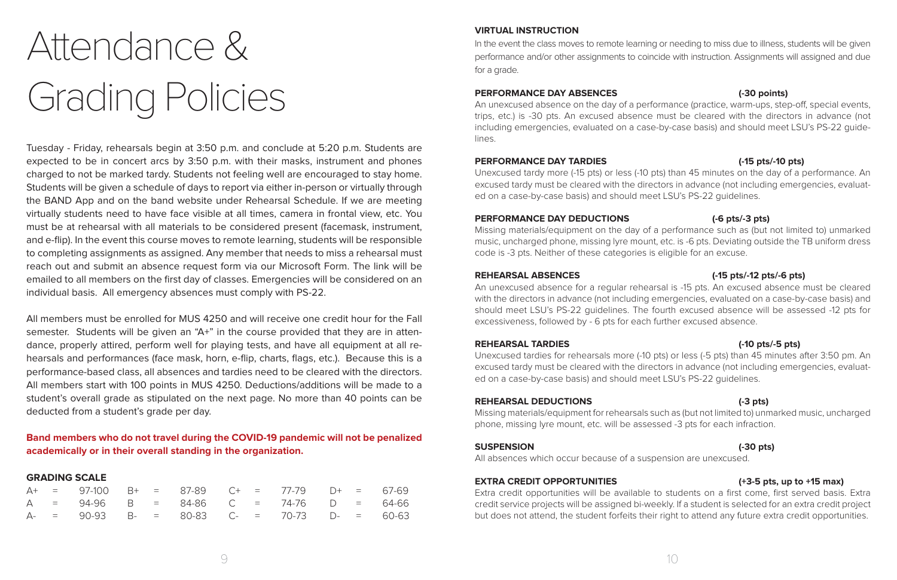# Attendance & Grading Policies

Tuesday - Friday, rehearsals begin at 3:50 p.m. and conclude at 5:20 p.m. Students are expected to be in concert arcs by 3:50 p.m. with their masks, instrument and phones charged to not be marked tardy. Students not feeling well are encouraged to stay home. Students will be given a schedule of days to report via either in-person or virtually through the BAND App and on the band website under Rehearsal Schedule. If we are meeting virtually students need to have face visible at all times, camera in frontal view, etc. You must be at rehearsal with all materials to be considered present (facemask, instrument, and e-flip). In the event this course moves to remote learning, students will be responsible to completing assignments as assigned. Any member that needs to miss a rehearsal must reach out and submit an absence request form via our Microsoft Form. The link will be emailed to all members on the first day of classes. Emergencies will be considered on an individual basis. All emergency absences must comply with PS-22.

All members must be enrolled for MUS 4250 and will receive one credit hour for the Fall semester. Students will be given an "A+" in the course provided that they are in attendance, properly attired, perform well for playing tests, and have all equipment at all rehearsals and performances (face mask, horn, e-flip, charts, flags, etc.). Because this is a performance-based class, all absences and tardies need to be cleared with the directors. All members start with 100 points in MUS 4250. Deductions/additions will be made to a student's overall grade as stipulated on the next page. No more than 40 points can be deducted from a student's grade per day.

**Band members who do not travel during the COVID-19 pandemic will not be penalized academically or in their overall standing in the organization.**

### GRADING SCALE

| | | | | | | | | | | | |
|---|---|---|---|---|---|---|---|---|---|---|---|
| A+ | = | 97-100 | B+ | = | 87-89 | C+ | = | 77-79 | D+ | = | 67-69 |
| A | = | 94-96 | B | = | 84-86 | C | = | 74-76 | D | = | 64-66 |
| A- | = | 90-93 | B- | = | 80-83 | C- | = | 70-73 | D- | = | 60-63 |

### VIRTUAL INSTRUCTION

In the event the class moves to remote learning or needing to miss due to illness, students will be given performance and/or other assignments to coincide with instruction. Assignments will assigned and due for a grade.

### PERFORMANCE DAY ABSENCES (-30 points)

An unexcused absence on the day of a performance (practice, warm-ups, step-off, special events, trips, etc.) is -30 pts. An excused absence must be cleared with the directors in advance (not including emergencies, evaluated on a case-by-case basis) and should meet LSU's PS-22 guidelines.

### PERFORMANCE DAY TARDIES (-15 pts/-10 pts)

Unexcused tardy more (-15 pts) or less (-10 pts) than 45 minutes on the day of a performance. An excused tardy must be cleared with the directors in advance (not including emergencies, evaluated on a case-by-case basis) and should meet LSU's PS-22 guidelines.

### PERFORMANCE DAY DEDUCTIONS (-6 pts/-3 pts)

Missing materials/equipment on the day of a performance such as (but not limited to) unmarked music, uncharged phone, missing lyre mount, etc. is -6 pts. Deviating outside the TB uniform dress code is -3 pts. Neither of these categories is eligible for an excuse.

### REHEARSAL ABSENCES (-15 pts/-12 pts/-6 pts)

An unexcused absence for a regular rehearsal is -15 pts. An excused absence must be cleared with the directors in advance (not including emergencies, evaluated on a case-by-case basis) and should meet LSU's PS-22 guidelines. The fourth excused absence will be assessed -12 pts for excessiveness, followed by - 6 pts for each further excused absence.

### REHEARSAL TARDIES (-10 pts/-5 pts)

Unexcused tardies for rehearsals more (-10 pts) or less (-5 pts) than 45 minutes after 3:50 pm. An excused tardy must be cleared with the directors in advance (not including emergencies, evaluated on a case-by-case basis) and should meet LSU's PS-22 guidelines.

### REHEARSAL DEDUCTIONS (-3 pts)

Missing materials/equipment for rehearsals such as (but not limited to) unmarked music, uncharged phone, missing lyre mount, etc. will be assessed -3 pts for each infraction.

### SUSPENSION (-30 pts)

All absences which occur because of a suspension are unexcused.

### EXTRA CREDIT OPPORTUNITIES (+3-5 pts, up to +15 max)

Extra credit opportunities will be available to students on a first come, first served basis. Extra credit service projects will be assigned bi-weekly. If a student is selected for an extra credit project but does not attend, the student forfeits their right to attend any future extra credit opportunities.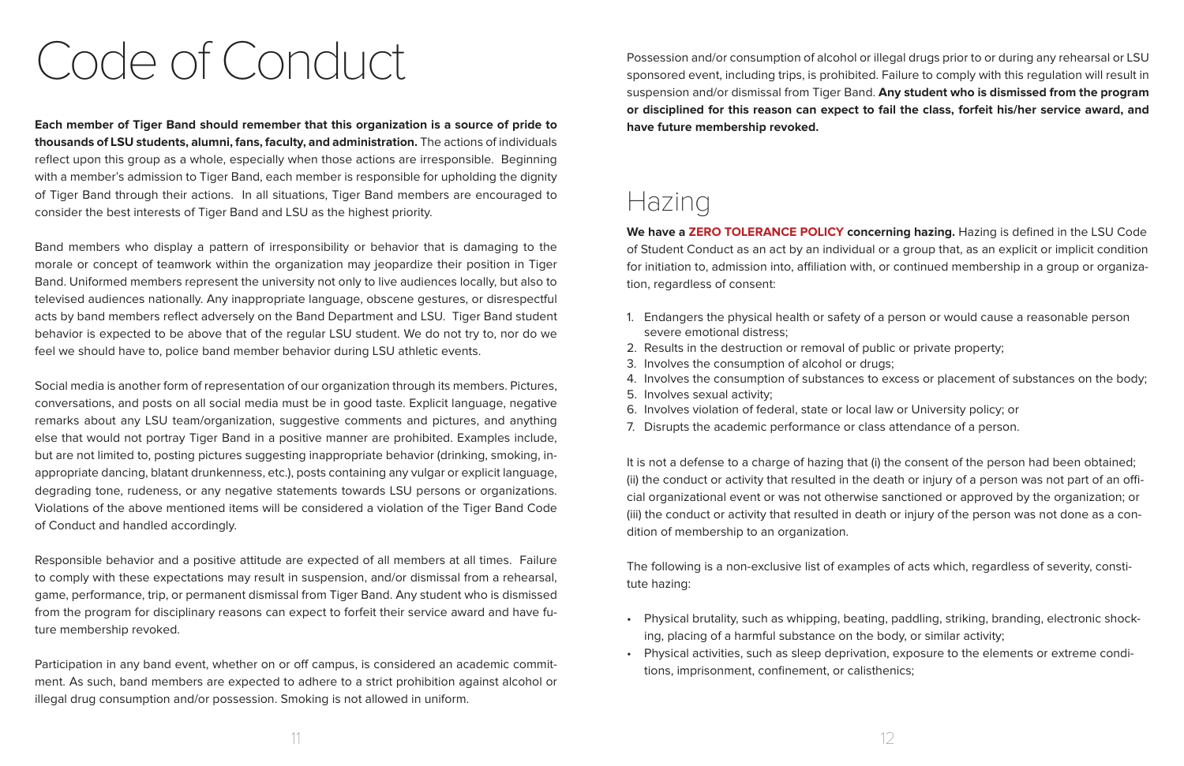# Code of Conduct

**Each member of Tiger Band should remember that this organization is a source of pride to thousands of LSU students, alumni, fans, faculty, and administration.** The actions of individuals reflect upon this group as a whole, especially when those actions are irresponsible. Beginning with a member's admission to Tiger Band, each member is responsible for upholding the dignity of Tiger Band through their actions. In all situations, Tiger Band members are encouraged to consider the best interests of Tiger Band and LSU as the highest priority.

Band members who display a pattern of irresponsibility or behavior that is damaging to the morale or concept of teamwork within the organization may jeopardize their position in Tiger Band. Uniformed members represent the university not only to live audiences locally, but also to televised audiences nationally. Any inappropriate language, obscene gestures, or disrespectful acts by band members reflect adversely on the Band Department and LSU. Tiger Band student behavior is expected to be above that of the regular LSU student. We do not try to, nor do we feel we should have to, police band member behavior during LSU athletic events.

Social media is another form of representation of our organization through its members. Pictures, conversations, and posts on all social media must be in good taste. Explicit language, negative remarks about any LSU team/organization, suggestive comments and pictures, and anything else that would not portray Tiger Band in a positive manner are prohibited. Examples include, but are not limited to, posting pictures suggesting inappropriate behavior (drinking, smoking, inappropriate dancing, blatant drunkenness, etc.), posts containing any vulgar or explicit language, degrading tone, rudeness, or any negative statements towards LSU persons or organizations. Violations of the above mentioned items will be considered a violation of the Tiger Band Code of Conduct and handled accordingly.

Responsible behavior and a positive attitude are expected of all members at all times. Failure to comply with these expectations may result in suspension, and/or dismissal from a rehearsal, game, performance, trip, or permanent dismissal from Tiger Band. Any student who is dismissed from the program for disciplinary reasons can expect to forfeit their service award and have future membership revoked.

Participation in any band event, whether on or off campus, is considered an academic commitment. As such, band members are expected to adhere to a strict prohibition against alcohol or illegal drug consumption and/or possession. Smoking is not allowed in uniform.

Possession and/or consumption of alcohol or illegal drugs prior to or during any rehearsal or LSU sponsored event, including trips, is prohibited. Failure to comply with this regulation will result in suspension and/or dismissal from Tiger Band. **Any student who is dismissed from the program or disciplined for this reason can expect to fail the class, forfeit his/her service award, and have future membership revoked.**

# Hazing

**We have a ZERO TOLERANCE POLICY concerning hazing.** Hazing is defined in the LSU Code of Student Conduct as an act by an individual or a group that, as an explicit or implicit condition for initiation to, admission into, affiliation with, or continued membership in a group or organization, regardless of consent:

1. Endangers the physical health or safety of a person or would cause a reasonable person severe emotional distress;
2. Results in the destruction or removal of public or private property;
3. Involves the consumption of alcohol or drugs;
4. Involves the consumption of substances to excess or placement of substances on the body;
5. Involves sexual activity;
6. Involves violation of federal, state or local law or University policy; or
7. Disrupts the academic performance or class attendance of a person.

It is not a defense to a charge of hazing that (i) the consent of the person had been obtained; (ii) the conduct or activity that resulted in the death or injury of a person was not part of an official organizational event or was not otherwise sanctioned or approved by the organization; or (iii) the conduct or activity that resulted in death or injury of the person was not done as a condition of membership to an organization.

The following is a non-exclusive list of examples of acts which, regardless of severity, constitute hazing:

- Physical brutality, such as whipping, beating, paddling, striking, branding, electronic shocking, placing of a harmful substance on the body, or similar activity;
- Physical activities, such as sleep deprivation, exposure to the elements or extreme conditions, imprisonment, confinement, or calisthenics;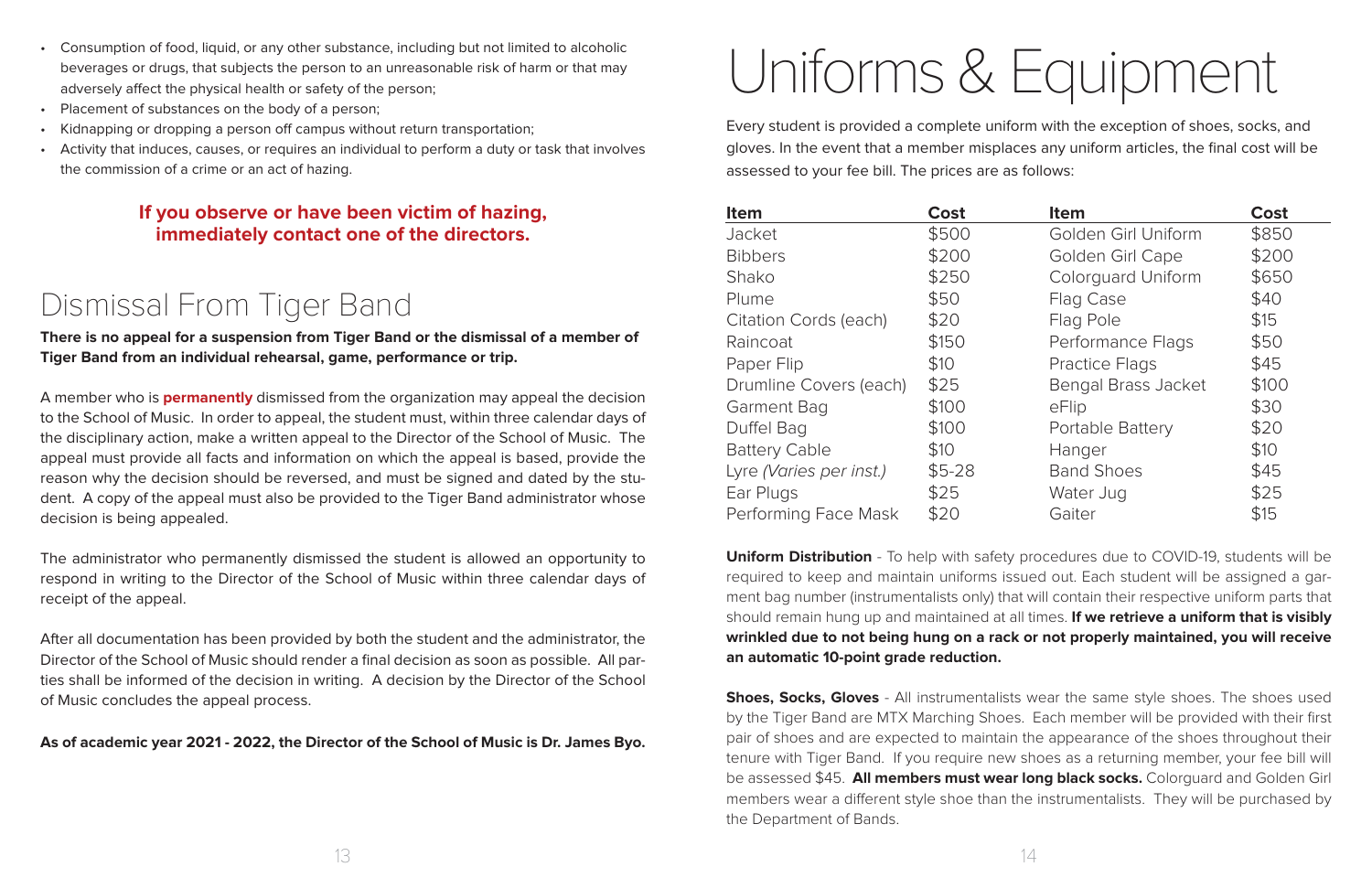- Consumption of food, liquid, or any other substance, including but not limited to alcoholic beverages or drugs, that subjects the person to an unreasonable risk of harm or that may adversely affect the physical health or safety of the person;
- Placement of substances on the body of a person;
- Kidnapping or dropping a person off campus without return transportation;
- Activity that induces, causes, or requires an individual to perform a duty or task that involves the commission of a crime or an act of hazing.

**If you observe or have been victim of hazing, immediately contact one of the directors.**

## Dismissal From Tiger Band

**There is no appeal for a suspension from Tiger Band or the dismissal of a member of Tiger Band from an individual rehearsal, game, performance or trip.**

A member who is **permanently** dismissed from the organization may appeal the decision to the School of Music. In order to appeal, the student must, within three calendar days of the disciplinary action, make a written appeal to the Director of the School of Music. The appeal must provide all facts and information on which the appeal is based, provide the reason why the decision should be reversed, and must be signed and dated by the student. A copy of the appeal must also be provided to the Tiger Band administrator whose decision is being appealed.

The administrator who permanently dismissed the student is allowed an opportunity to respond in writing to the Director of the School of Music within three calendar days of receipt of the appeal.

After all documentation has been provided by both the student and the administrator, the Director of the School of Music should render a final decision as soon as possible. All parties shall be informed of the decision in writing. A decision by the Director of the School of Music concludes the appeal process.

**As of academic year 2021 - 2022, the Director of the School of Music is Dr. James Byo.**

# Uniforms & Equipment

Every student is provided a complete uniform with the exception of shoes, socks, and gloves. In the event that a member misplaces any uniform articles, the final cost will be assessed to your fee bill. The prices are as follows:

| Item | Cost | Item | Cost |
|---|---|---|---|
| Jacket | $500 | Golden Girl Uniform | $850 |
| Bibbers | $200 | Golden Girl Cape | $200 |
| Shako | $250 | Colorguard Uniform | $650 |
| Plume | $50 | Flag Case | $40 |
| Citation Cords (each) | $20 | Flag Pole | $15 |
| Raincoat | $150 | Performance Flags | $50 |
| Paper Flip | $10 | Practice Flags | $45 |
| Drumline Covers (each) | $25 | Bengal Brass Jacket | $100 |
| Garment Bag | $100 | eFlip | $30 |
| Duffel Bag | $100 | Portable Battery | $20 |
| Battery Cable | $10 | Hanger | $10 |
| Lyre *(Varies per inst.)* | $5-28 | Band Shoes | $45 |
| Ear Plugs | $25 | Water Jug | $25 |
| Performing Face Mask | $20 | Gaiter | $15 |

**Uniform Distribution** - To help with safety procedures due to COVID-19, students will be required to keep and maintain uniforms issued out. Each student will be assigned a garment bag number (instrumentalists only) that will contain their respective uniform parts that should remain hung up and maintained at all times. **If we retrieve a uniform that is visibly wrinkled due to not being hung on a rack or not properly maintained, you will receive an automatic 10-point grade reduction.**

**Shoes, Socks, Gloves** - All instrumentalists wear the same style shoes. The shoes used by the Tiger Band are MTX Marching Shoes. Each member will be provided with their first pair of shoes and are expected to maintain the appearance of the shoes throughout their tenure with Tiger Band. If you require new shoes as a returning member, your fee bill will be assessed $45. **All members must wear long black socks.** Colorguard and Golden Girl members wear a different style shoe than the instrumentalists. They will be purchased by the Department of Bands.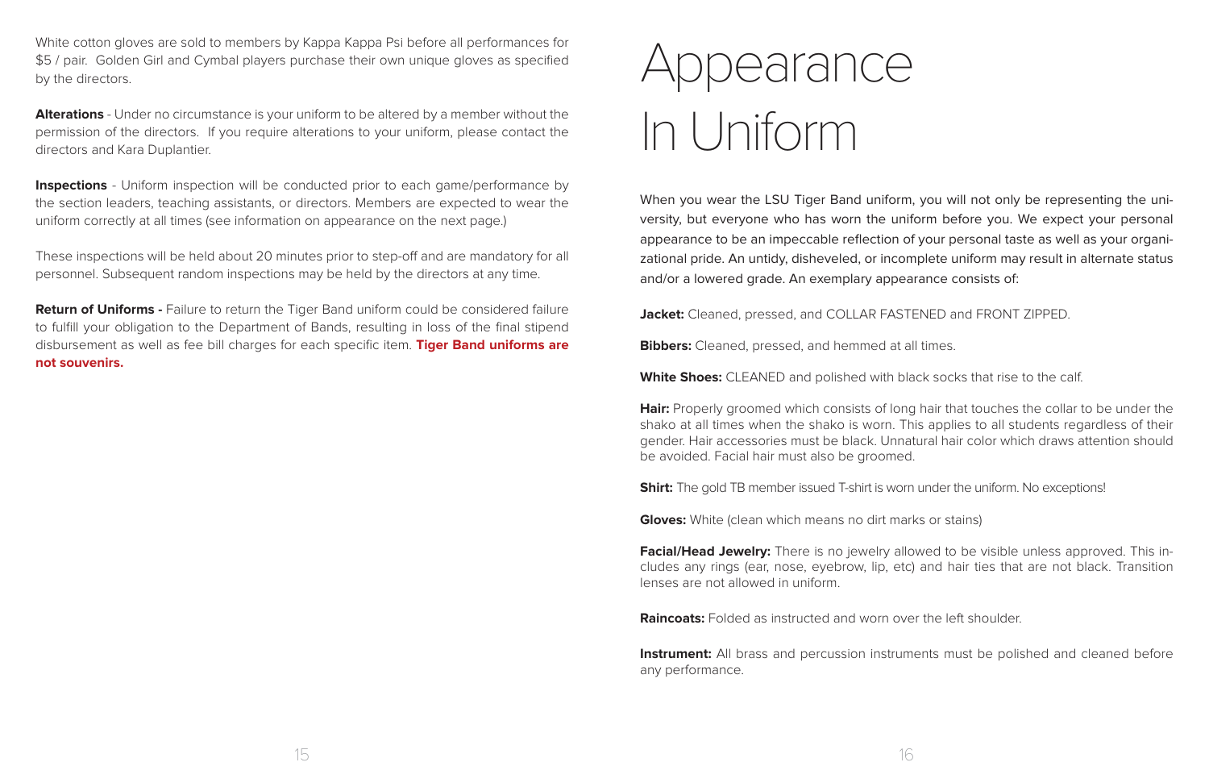White cotton gloves are sold to members by Kappa Kappa Psi before all performances for $5 / pair. Golden Girl and Cymbal players purchase their own unique gloves as specified by the directors.

**Alterations** - Under no circumstance is your uniform to be altered by a member without the permission of the directors. If you require alterations to your uniform, please contact the directors and Kara Duplantier.

**Inspections** - Uniform inspection will be conducted prior to each game/performance by the section leaders, teaching assistants, or directors. Members are expected to wear the uniform correctly at all times (see information on appearance on the next page.)

These inspections will be held about 20 minutes prior to step-off and are mandatory for all personnel. Subsequent random inspections may be held by the directors at any time.

**Return of Uniforms -** Failure to return the Tiger Band uniform could be considered failure to fulfill your obligation to the Department of Bands, resulting in loss of the final stipend disbursement as well as fee bill charges for each specific item. **Tiger Band uniforms are not souvenirs.**

# Appearance In Uniform

When you wear the LSU Tiger Band uniform, you will not only be representing the university, but everyone who has worn the uniform before you. We expect your personal appearance to be an impeccable reflection of your personal taste as well as your organizational pride. An untidy, disheveled, or incomplete uniform may result in alternate status and/or a lowered grade. An exemplary appearance consists of:

**Jacket:** Cleaned, pressed, and COLLAR FASTENED and FRONT ZIPPED.

**Bibbers:** Cleaned, pressed, and hemmed at all times.

**White Shoes:** CLEANED and polished with black socks that rise to the calf.

**Hair:** Properly groomed which consists of long hair that touches the collar to be under the shako at all times when the shako is worn. This applies to all students regardless of their gender. Hair accessories must be black. Unnatural hair color which draws attention should be avoided. Facial hair must also be groomed.

**Shirt:** The gold TB member issued T-shirt is worn under the uniform. No exceptions!

**Gloves:** White (clean which means no dirt marks or stains)

**Facial/Head Jewelry:** There is no jewelry allowed to be visible unless approved. This includes any rings (ear, nose, eyebrow, lip, etc) and hair ties that are not black. Transition lenses are not allowed in uniform.

**Raincoats:** Folded as instructed and worn over the left shoulder.

**Instrument:** All brass and percussion instruments must be polished and cleaned before any performance.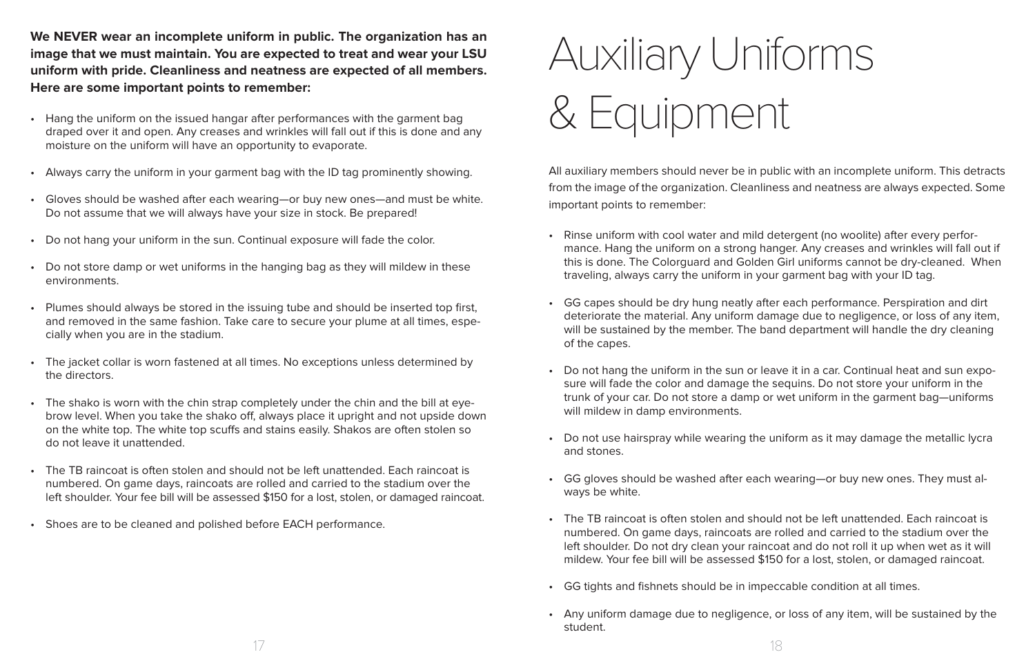**We NEVER wear an incomplete uniform in public. The organization has an image that we must maintain. You are expected to treat and wear your LSU uniform with pride. Cleanliness and neatness are expected of all members. Here are some important points to remember:**

- Hang the uniform on the issued hangar after performances with the garment bag draped over it and open. Any creases and wrinkles will fall out if this is done and any moisture on the uniform will have an opportunity to evaporate.
- Always carry the uniform in your garment bag with the ID tag prominently showing.
- Gloves should be washed after each wearing—or buy new ones—and must be white. Do not assume that we will always have your size in stock. Be prepared!
- Do not hang your uniform in the sun. Continual exposure will fade the color.
- Do not store damp or wet uniforms in the hanging bag as they will mildew in these environments.
- Plumes should always be stored in the issuing tube and should be inserted top first, and removed in the same fashion. Take care to secure your plume at all times, especially when you are in the stadium.
- The jacket collar is worn fastened at all times. No exceptions unless determined by the directors.
- The shako is worn with the chin strap completely under the chin and the bill at eyebrow level. When you take the shako off, always place it upright and not upside down on the white top. The white top scuffs and stains easily. Shakos are often stolen so do not leave it unattended.
- The TB raincoat is often stolen and should not be left unattended. Each raincoat is numbered. On game days, raincoats are rolled and carried to the stadium over the left shoulder. Your fee bill will be assessed $150 for a lost, stolen, or damaged raincoat.
- Shoes are to be cleaned and polished before EACH performance.

# Auxiliary Uniforms & Equipment

All auxiliary members should never be in public with an incomplete uniform. This detracts from the image of the organization. Cleanliness and neatness are always expected. Some important points to remember:

- Rinse uniform with cool water and mild detergent (no woolite) after every performance. Hang the uniform on a strong hanger. Any creases and wrinkles will fall out if this is done. The Colorguard and Golden Girl uniforms cannot be dry-cleaned. When traveling, always carry the uniform in your garment bag with your ID tag.
- GG capes should be dry hung neatly after each performance. Perspiration and dirt deteriorate the material. Any uniform damage due to negligence, or loss of any item, will be sustained by the member. The band department will handle the dry cleaning of the capes.
- Do not hang the uniform in the sun or leave it in a car. Continual heat and sun exposure will fade the color and damage the sequins. Do not store your uniform in the trunk of your car. Do not store a damp or wet uniform in the garment bag—uniforms will mildew in damp environments.
- Do not use hairspray while wearing the uniform as it may damage the metallic lycra and stones.
- GG gloves should be washed after each wearing—or buy new ones. They must always be white.
- The TB raincoat is often stolen and should not be left unattended. Each raincoat is numbered. On game days, raincoats are rolled and carried to the stadium over the left shoulder. Do not dry clean your raincoat and do not roll it up when wet as it will mildew. Your fee bill will be assessed $150 for a lost, stolen, or damaged raincoat.
- GG tights and fishnets should be in impeccable condition at all times.
- Any uniform damage due to negligence, or loss of any item, will be sustained by the student.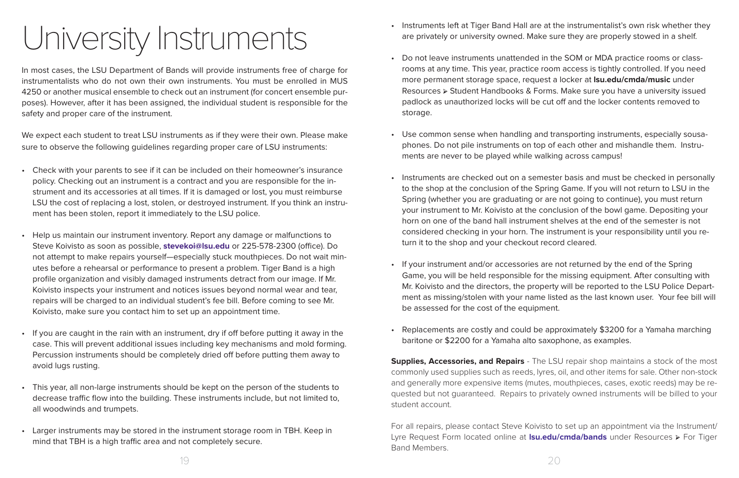# University Instruments

In most cases, the LSU Department of Bands will provide instruments free of charge for instrumentalists who do not own their own instruments. You must be enrolled in MUS 4250 or another musical ensemble to check out an instrument (for concert ensemble purposes). However, after it has been assigned, the individual student is responsible for the safety and proper care of the instrument.

We expect each student to treat LSU instruments as if they were their own. Please make sure to observe the following guidelines regarding proper care of LSU instruments:

- Check with your parents to see if it can be included on their homeowner's insurance policy. Checking out an instrument is a contract and you are responsible for the instrument and its accessories at all times. If it is damaged or lost, you must reimburse LSU the cost of replacing a lost, stolen, or destroyed instrument. If you think an instrument has been stolen, report it immediately to the LSU police.

- Help us maintain our instrument inventory. Report any damage or malfunctions to Steve Koivisto as soon as possible, **stevekoi@lsu.edu** or 225-578-2300 (office). Do not attempt to make repairs yourself—especially stuck mouthpieces. Do not wait minutes before a rehearsal or performance to present a problem. Tiger Band is a high profile organization and visibly damaged instruments detract from our image. If Mr. Koivisto inspects your instrument and notices issues beyond normal wear and tear, repairs will be charged to an individual student's fee bill. Before coming to see Mr. Koivisto, make sure you contact him to set up an appointment time.

- If you are caught in the rain with an instrument, dry if off before putting it away in the case. This will prevent additional issues including key mechanisms and mold forming. Percussion instruments should be completely dried off before putting them away to avoid lugs rusting.

- This year, all non-large instruments should be kept on the person of the students to decrease traffic flow into the building. These instruments include, but not limited to, all woodwinds and trumpets.

- Larger instruments may be stored in the instrument storage room in TBH. Keep in mind that TBH is a high traffic area and not completely secure.

- Instruments left at Tiger Band Hall are at the instrumentalist's own risk whether they are privately or university owned. Make sure they are properly stowed in a shelf.

- Do not leave instruments unattended in the SOM or MDA practice rooms or classrooms at any time. This year, practice room access is tightly controlled. If you need more permanent storage space, request a locker at **lsu.edu/cmda/music** under Resources ➢ Student Handbooks & Forms. Make sure you have a university issued padlock as unauthorized locks will be cut off and the locker contents removed to storage.

- Use common sense when handling and transporting instruments, especially sousaphones. Do not pile instruments on top of each other and mishandle them. Instruments are never to be played while walking across campus!

- Instruments are checked out on a semester basis and must be checked in personally to the shop at the conclusion of the Spring Game. If you will not return to LSU in the Spring (whether you are graduating or are not going to continue), you must return your instrument to Mr. Koivisto at the conclusion of the bowl game. Depositing your horn on one of the band hall instrument shelves at the end of the semester is not considered checking in your horn. The instrument is your responsibility until you return it to the shop and your checkout record cleared.

- If your instrument and/or accessories are not returned by the end of the Spring Game, you will be held responsible for the missing equipment. After consulting with Mr. Koivisto and the directors, the property will be reported to the LSU Police Department as missing/stolen with your name listed as the last known user. Your fee bill will be assessed for the cost of the equipment.

- Replacements are costly and could be approximately $3200 for a Yamaha marching baritone or $2200 for a Yamaha alto saxophone, as examples.

**Supplies, Accessories, and Repairs** - The LSU repair shop maintains a stock of the most commonly used supplies such as reeds, lyres, oil, and other items for sale. Other non-stock and generally more expensive items (mutes, mouthpieces, cases, exotic reeds) may be requested but not guaranteed. Repairs to privately owned instruments will be billed to your student account.

For all repairs, please contact Steve Koivisto to set up an appointment via the Instrument/Lyre Request Form located online at **lsu.edu/cmda/bands** under Resources ➢ For Tiger Band Members.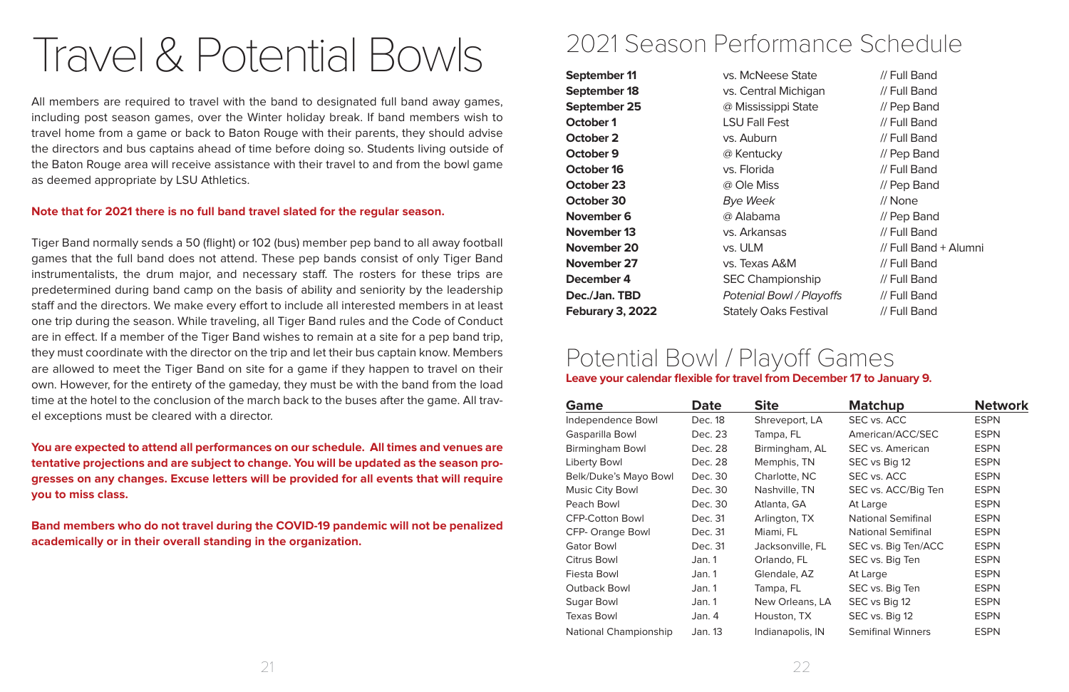# Travel & Potential Bowls

All members are required to travel with the band to designated full band away games, including post season games, over the Winter holiday break. If band members wish to travel home from a game or back to Baton Rouge with their parents, they should advise the directors and bus captains ahead of time before doing so. Students living outside of the Baton Rouge area will receive assistance with their travel to and from the bowl game as deemed appropriate by LSU Athletics.

**Note that for 2021 there is no full band travel slated for the regular season.**

Tiger Band normally sends a 50 (flight) or 102 (bus) member pep band to all away football games that the full band does not attend. These pep bands consist of only Tiger Band instrumentalists, the drum major, and necessary staff. The rosters for these trips are predetermined during band camp on the basis of ability and seniority by the leadership staff and the directors. We make every effort to include all interested members in at least one trip during the season. While traveling, all Tiger Band rules and the Code of Conduct are in effect. If a member of the Tiger Band wishes to remain at a site for a pep band trip, they must coordinate with the director on the trip and let their bus captain know. Members are allowed to meet the Tiger Band on site for a game if they happen to travel on their own. However, for the entirety of the gameday, they must be with the band from the load time at the hotel to the conclusion of the march back to the buses after the game. All travel exceptions must be cleared with a director.

**You are expected to attend all performances on our schedule. All times and venues are tentative projections and are subject to change. You will be updated as the season progresses on any changes. Excuse letters will be provided for all events that will require you to miss class.**

**Band members who do not travel during the COVID-19 pandemic will not be penalized academically or in their overall standing in the organization.**

# 2021 Season Performance Schedule

| | | |
|---|---|---|
| **September 11** | vs. McNeese State | // Full Band |
| **September 18** | vs. Central Michigan | // Full Band |
| **September 25** | @ Mississippi State | // Pep Band |
| **October 1** | LSU Fall Fest | // Full Band |
| **October 2** | vs. Auburn | // Full Band |
| **October 9** | @ Kentucky | // Pep Band |
| **October 16** | vs. Florida | // Full Band |
| **October 23** | @ Ole Miss | // Pep Band |
| **October 30** | *Bye Week* | // None |
| **November 6** | @ Alabama | // Pep Band |
| **November 13** | vs. Arkansas | // Full Band |
| **November 20** | vs. ULM | // Full Band + Alumni |
| **November 27** | vs. Texas A&M | // Full Band |
| **December 4** | SEC Championship | // Full Band |
| **Dec./Jan. TBD** | *Potenial Bowl / Playoffs* | // Full Band |
| **Feburary 3, 2022** | Stately Oaks Festival | // Full Band |

# Potential Bowl / Playoff Games

**Leave your calendar flexible for travel from December 17 to January 9.**

| Game | Date | Site | Matchup | Network |
|---|---|---|---|---|
| Independence Bowl | Dec. 18 | Shreveport, LA | SEC vs. ACC | ESPN |
| Gasparilla Bowl | Dec. 23 | Tampa, FL | American/ACC/SEC | ESPN |
| Birmingham Bowl | Dec. 28 | Birmingham, AL | SEC vs. American | ESPN |
| Liberty Bowl | Dec. 28 | Memphis, TN | SEC vs Big 12 | ESPN |
| Belk/Duke's Mayo Bowl | Dec. 30 | Charlotte, NC | SEC vs. ACC | ESPN |
| Music City Bowl | Dec. 30 | Nashville, TN | SEC vs. ACC/Big Ten | ESPN |
| Peach Bowl | Dec. 30 | Atlanta, GA | At Large | ESPN |
| CFP-Cotton Bowl | Dec. 31 | Arlington, TX | National Semifinal | ESPN |
| CFP- Orange Bowl | Dec. 31 | Miami, FL | National Semifinal | ESPN |
| Gator Bowl | Dec. 31 | Jacksonville, FL | SEC vs. Big Ten/ACC | ESPN |
| Citrus Bowl | Jan. 1 | Orlando, FL | SEC vs. Big Ten | ESPN |
| Fiesta Bowl | Jan. 1 | Glendale, AZ | At Large | ESPN |
| Outback Bowl | Jan. 1 | Tampa, FL | SEC vs. Big Ten | ESPN |
| Sugar Bowl | Jan. 1 | New Orleans, LA | SEC vs Big 12 | ESPN |
| Texas Bowl | Jan. 4 | Houston, TX | SEC vs. Big 12 | ESPN |
| National Championship | Jan. 13 | Indianapolis, IN | Semifinal Winners | ESPN |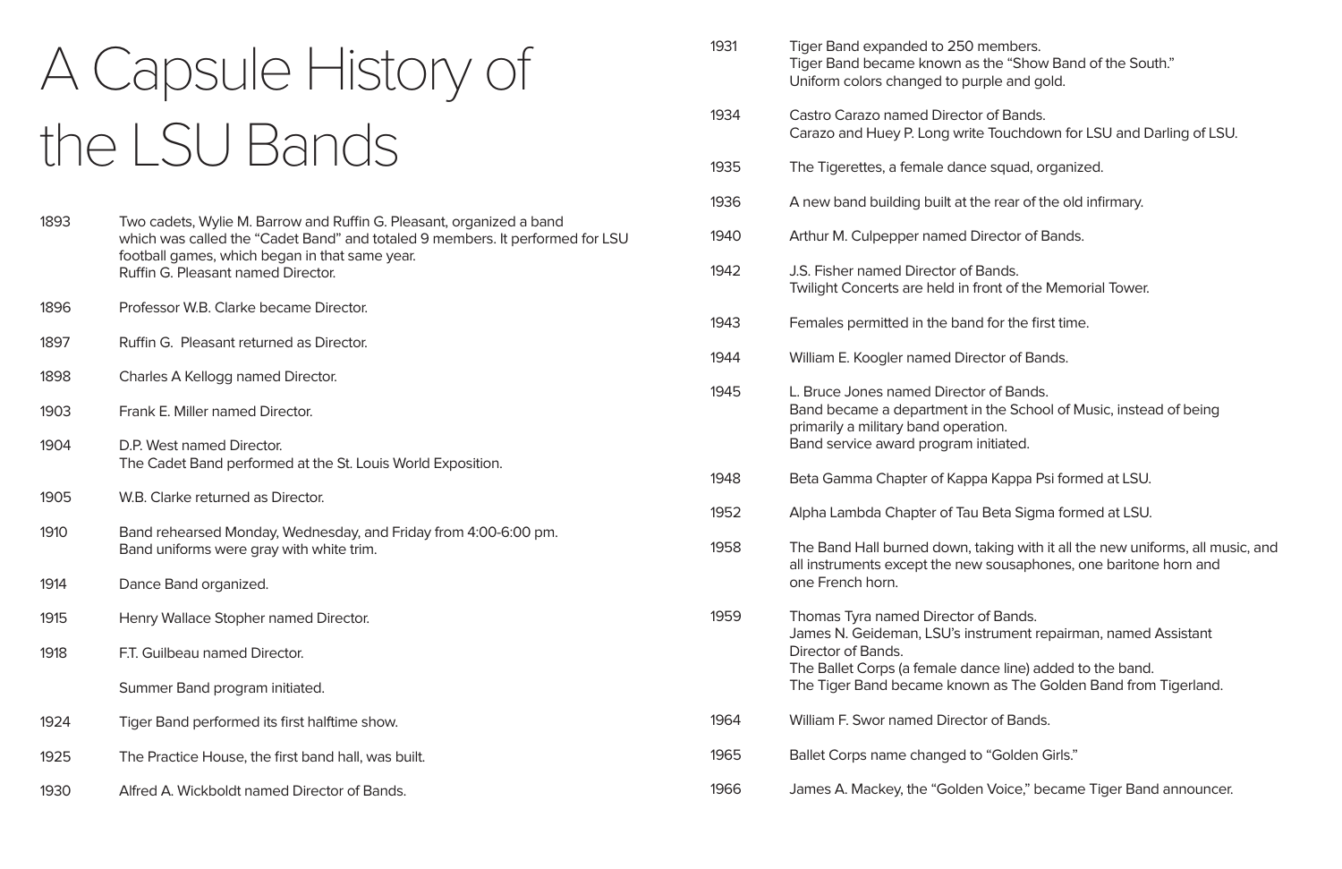# A Capsule History of the LSU Bands

**1893** Two cadets, Wylie M. Barrow and Ruffin G. Pleasant, organized a band which was called the "Cadet Band" and totaled 9 members. It performed for LSU football games, which began in that same year.
Ruffin G. Pleasant named Director.

**1896** Professor W.B. Clarke became Director.

**1897** Ruffin G. Pleasant returned as Director.

**1898** Charles A Kellogg named Director.

**1903** Frank E. Miller named Director.

**1904** D.P. West named Director.
The Cadet Band performed at the St. Louis World Exposition.

**1905** W.B. Clarke returned as Director.

**1910** Band rehearsed Monday, Wednesday, and Friday from 4:00-6:00 pm.
Band uniforms were gray with white trim.

**1914** Dance Band organized.

**1915** Henry Wallace Stopher named Director.

**1918** F.T. Guilbeau named Director.

Summer Band program initiated.

**1924** Tiger Band performed its first halftime show.

**1925** The Practice House, the first band hall, was built.

**1930** Alfred A. Wickboldt named Director of Bands.

**1931** Tiger Band expanded to 250 members.
Tiger Band became known as the "Show Band of the South."
Uniform colors changed to purple and gold.

**1934** Castro Carazo named Director of Bands.
Carazo and Huey P. Long write Touchdown for LSU and Darling of LSU.

**1935** The Tigerettes, a female dance squad, organized.

**1936** A new band building built at the rear of the old infirmary.

**1940** Arthur M. Culpepper named Director of Bands.

**1942** J.S. Fisher named Director of Bands.
Twilight Concerts are held in front of the Memorial Tower.

**1943** Females permitted in the band for the first time.

**1944** William E. Koogler named Director of Bands.

**1945** L. Bruce Jones named Director of Bands.
Band became a department in the School of Music, instead of being primarily a military band operation.
Band service award program initiated.

**1948** Beta Gamma Chapter of Kappa Kappa Psi formed at LSU.

**1952** Alpha Lambda Chapter of Tau Beta Sigma formed at LSU.

**1958** The Band Hall burned down, taking with it all the new uniforms, all music, and all instruments except the new sousaphones, one baritone horn and one French horn.

**1959** Thomas Tyra named Director of Bands.
James N. Geideman, LSU's instrument repairman, named Assistant Director of Bands.
The Ballet Corps (a female dance line) added to the band.
The Tiger Band became known as The Golden Band from Tigerland.

**1964** William F. Swor named Director of Bands.

**1965** Ballet Corps name changed to "Golden Girls."

**1966** James A. Mackey, the "Golden Voice," became Tiger Band announcer.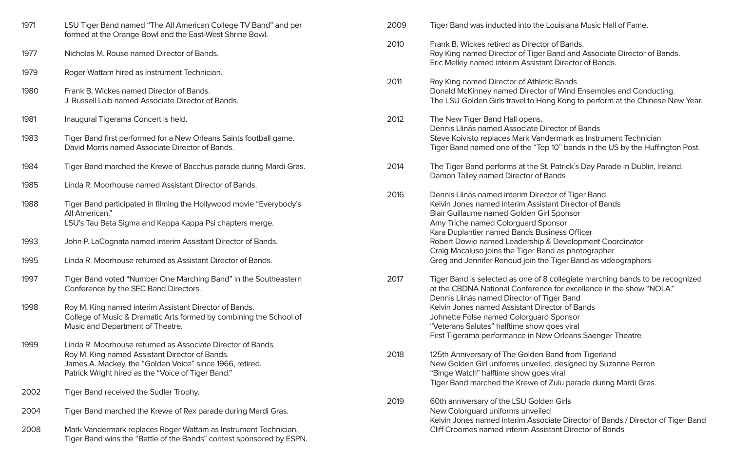1971 LSU Tiger Band named "The All American College TV Band" and performed at the Orange Bowl and the East-West Shrine Bowl.

1977 Nicholas M. Rouse named Director of Bands.

1979 Roger Wattam hired as Instrument Technician.

1980 Frank B. Wickes named Director of Bands.
J. Russell Laib named Associate Director of Bands.

1981 Inaugural Tigerama Concert is held.

1983 Tiger Band first performed for a New Orleans Saints football game.
David Morris named Associate Director of Bands.

1984 Tiger Band marched the Krewe of Bacchus parade during Mardi Gras.

1985 Linda R. Moorhouse named Assistant Director of Bands.

1988 Tiger Band participated in filming the Hollywood movie "Everybody's All American."
LSU's Tau Beta Sigma and Kappa Kappa Psi chapters merge.

1993 John P. LaCognata named interim Assistant Director of Bands.

1995 Linda R. Moorhouse returned as Assistant Director of Bands.

1997 Tiger Band voted "Number One Marching Band" in the Southeastern Conference by the SEC Band Directors.

1998 Roy M. King named interim Assistant Director of Bands.
College of Music & Dramatic Arts formed by combining the School of Music and Department of Theatre.

1999 Linda R. Moorhouse returned as Associate Director of Bands.
Roy M. King named Assistant Director of Bands.
James A. Mackey, the "Golden Voice" since 1966, retired.
Patrick Wright hired as the "Voice of Tiger Band."

2002 Tiger Band received the Sudler Trophy.

2004 Tiger Band marched the Krewe of Rex parade during Mardi Gras.

2008 Mark Vandermark replaces Roger Wattam as Instrument Technician.
Tiger Band wins the "Battle of the Bands" contest sponsored by ESPN.

2009 Tiger Band was inducted into the Louisiana Music Hall of Fame.

2010 Frank B. Wickes retired as Director of Bands.
Roy King named Director of Tiger Band and Associate Director of Bands.
Eric Melley named interim Assistant Director of Bands.

2011 Roy King named Director of Athletic Bands
Donald McKinney named Director of Wind Ensembles and Conducting.
The LSU Golden Girls travel to Hong Kong to perform at the Chinese New Year.

2012 The New Tiger Band Hall opens.
Dennis Llinás named Associate Director of Bands
Steve Koivisto replaces Mark Vandermark as Instrument Technician
Tiger Band named one of the "Top 10" bands in the US by the Huffington Post.

2014 The Tiger Band performs at the St. Patrick's Day Parade in Dublin, Ireland.
Damon Talley named Director of Bands

2016 Dennis Llinás named interim Director of Tiger Band
Kelvin Jones named interim Assistant Director of Bands
Blair Guillaume named Golden Girl Sponsor
Amy Triche named Colorguard Sponsor
Kara Duplantier named Bands Business Officer
Robert Dowie named Leadership & Development Coordinator
Craig Macaluso joins the Tiger Band as photographer
Greg and Jennifer Renoud join the Tiger Band as videographers

2017 Tiger Band is selected as one of 8 collegiate marching bands to be recognized at the CBDNA National Conference for excellence in the show "NOLA."
Dennis Llinás named Director of Tiger Band
Kelvin Jones named Assistant Director of Bands
Johnette Folse named Colorguard Sponsor
"Veterans Salutes" halftime show goes viral
First Tigerama performance in New Orleans Saenger Theatre

2018 125th Anniversary of The Golden Band from Tigerland
New Golden Girl uniforms unveiled, designed by Suzanne Perron
"Binge Watch" halftime show goes viral
Tiger Band marched the Krewe of Zulu parade during Mardi Gras.

2019 60th anniversary of the LSU Golden Girls
New Colorguard uniforms unveiled
Kelvin Jones named interim Associate Director of Bands / Director of Tiger Band
Cliff Croomes named interim Assistant Director of Bands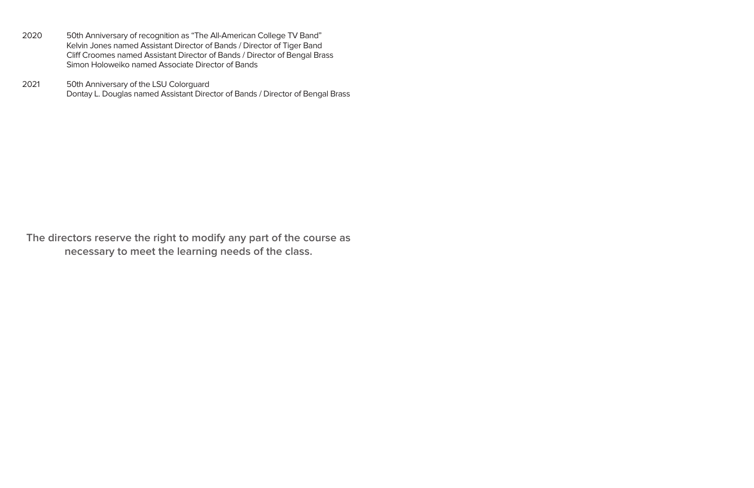2020 — 50th Anniversary of recognition as "The All-American College TV Band"
Kelvin Jones named Assistant Director of Bands / Director of Tiger Band
Cliff Croomes named Assistant Director of Bands / Director of Bengal Brass
Simon Holoweiko named Associate Director of Bands

2021 — 50th Anniversary of the LSU Colorguard
Dontay L. Douglas named Assistant Director of Bands / Director of Bengal Brass

**The directors reserve the right to modify any part of the course as necessary to meet the learning needs of the class.**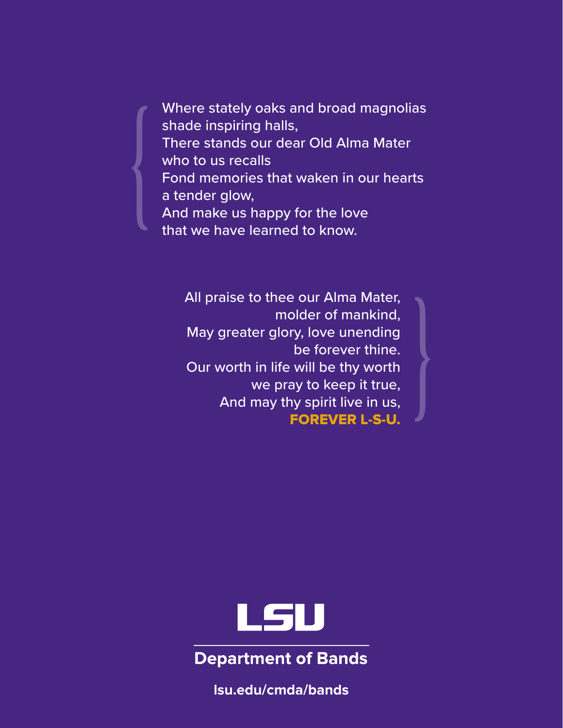Where stately oaks and broad magnolias
shade inspiring halls,
There stands our dear Old Alma Mater
who to us recalls
Fond memories that waken in our hearts
a tender glow,
And make us happy for the love
that we have learned to know.

All praise to thee our Alma Mater,
molder of mankind,
May greater glory, love unending
be forever thine.
Our worth in life will be thy worth
we pray to keep it true,
And may thy spirit live in us,
**FOREVER L-S-U.**

LSU

**Department of Bands**

**lsu.edu/cmda/bands**